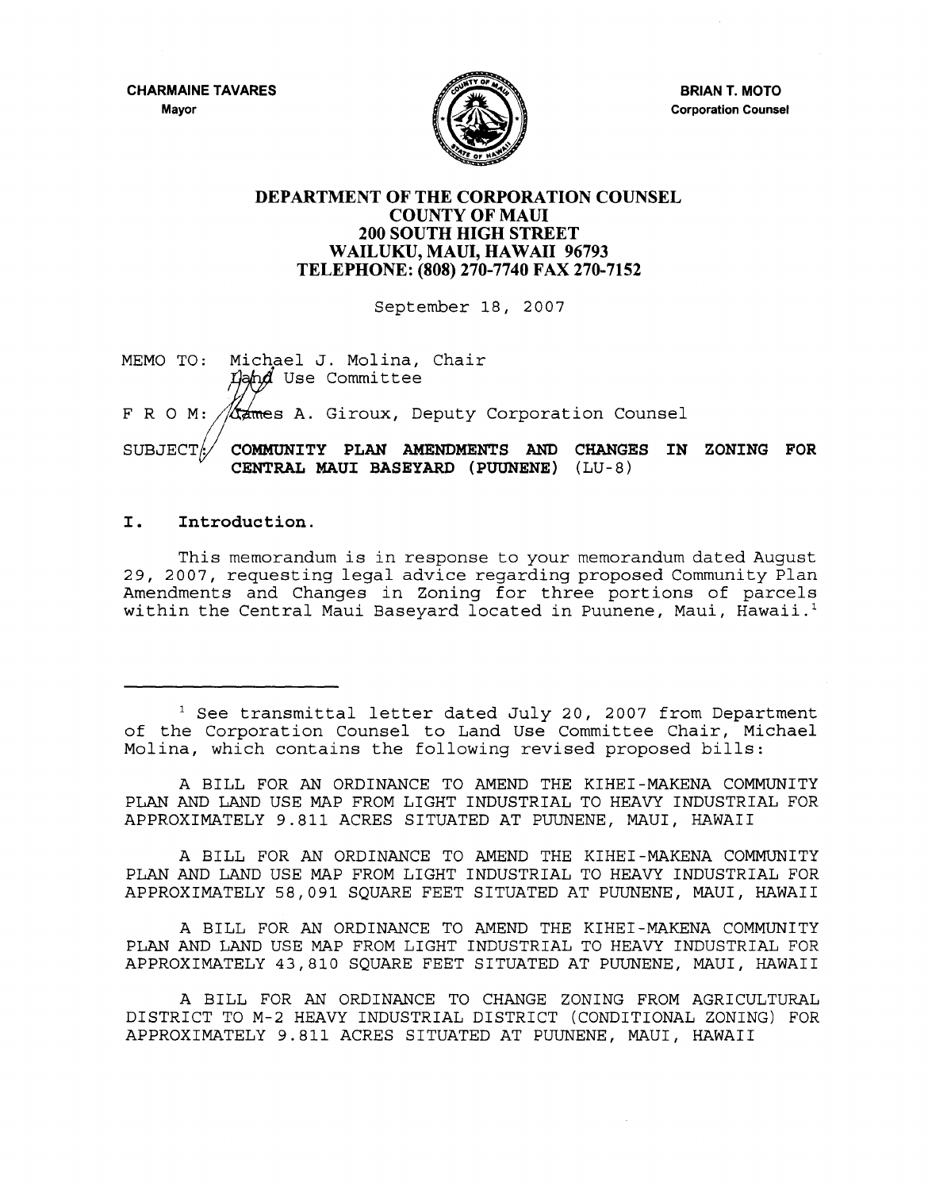CHARMAINE TAVARES
Mayor

BRIAN T. MOTO
Corporation Counsel

**DEPARTMENT OF THE CORPORATION COUNSEL**
**COUNTY OF MAUI**
**200 SOUTH HIGH STREET**
**WAILUKU, MAUI, HAWAII 96793**
**TELEPHONE: (808) 270-7740 FAX 270-7152**

September 18, 2007

MEMO TO: Michael J. Molina, Chair
Land Use Committee

F R O M: James A. Giroux, Deputy Corporation Counsel

SUBJECT: **COMMUNITY PLAN AMENDMENTS AND CHANGES IN ZONING FOR CENTRAL MAUI BASEYARD (PUUNENE)** (LU-8)

## I. Introduction.

This memorandum is in response to your memorandum dated August 29, 2007, requesting legal advice regarding proposed Community Plan Amendments and Changes in Zoning for three portions of parcels within the Central Maui Baseyard located in Puunene, Maui, Hawaii.[1]

---

[1] See transmittal letter dated July 20, 2007 from Department of the Corporation Counsel to Land Use Committee Chair, Michael Molina, which contains the following revised proposed bills:

A BILL FOR AN ORDINANCE TO AMEND THE KIHEI-MAKENA COMMUNITY PLAN AND LAND USE MAP FROM LIGHT INDUSTRIAL TO HEAVY INDUSTRIAL FOR APPROXIMATELY 9.811 ACRES SITUATED AT PUUNENE, MAUI, HAWAII

A BILL FOR AN ORDINANCE TO AMEND THE KIHEI-MAKENA COMMUNITY PLAN AND LAND USE MAP FROM LIGHT INDUSTRIAL TO HEAVY INDUSTRIAL FOR APPROXIMATELY 58,091 SQUARE FEET SITUATED AT PUUNENE, MAUI, HAWAII

A BILL FOR AN ORDINANCE TO AMEND THE KIHEI-MAKENA COMMUNITY PLAN AND LAND USE MAP FROM LIGHT INDUSTRIAL TO HEAVY INDUSTRIAL FOR APPROXIMATELY 43,810 SQUARE FEET SITUATED AT PUUNENE, MAUI, HAWAII

A BILL FOR AN ORDINANCE TO CHANGE ZONING FROM AGRICULTURAL DISTRICT TO M-2 HEAVY INDUSTRIAL DISTRICT (CONDITIONAL ZONING) FOR APPROXIMATELY 9.811 ACRES SITUATED AT PUUNENE, MAUI, HAWAII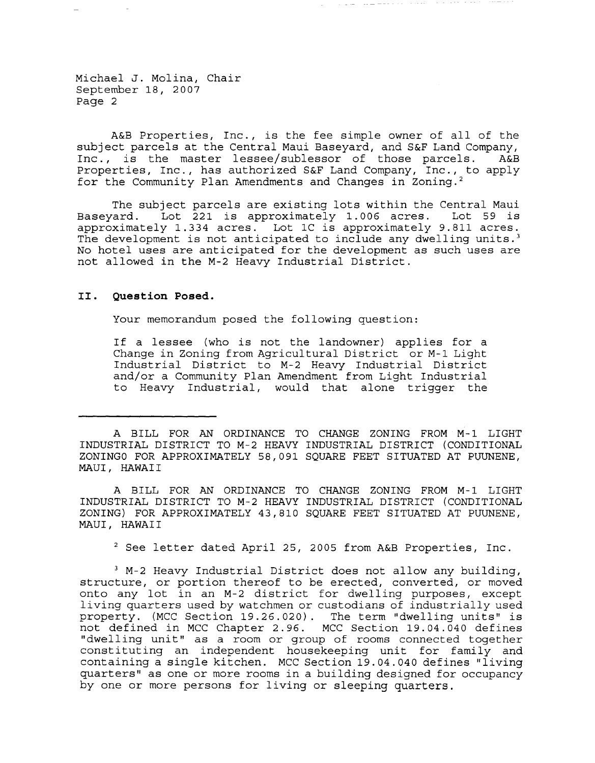Michael J. Molina, Chair
September 18, 2007
Page 2

A&B Properties, Inc., is the fee simple owner of all of the subject parcels at the Central Maui Baseyard, and S&F Land Company, Inc., is the master lessee/sublessor of those parcels. A&B Properties, Inc., has authorized S&F Land Company, Inc., to apply for the Community Plan Amendments and Changes in Zoning.[2]

The subject parcels are existing lots within the Central Maui Baseyard. Lot 221 is approximately 1.006 acres. Lot 59 is approximately 1.334 acres. Lot 1C is approximately 9.811 acres. The development is not anticipated to include any dwelling units.[3] No hotel uses are anticipated for the development as such uses are not allowed in the M-2 Heavy Industrial District.

## II. Question Posed.

Your memorandum posed the following question:

> If a lessee (who is not the landowner) applies for a Change in Zoning from Agricultural District or M-1 Light Industrial District to M-2 Heavy Industrial District and/or a Community Plan Amendment from Light Industrial to Heavy Industrial, would that alone trigger the

---

A BILL FOR AN ORDINANCE TO CHANGE ZONING FROM M-1 LIGHT INDUSTRIAL DISTRICT TO M-2 HEAVY INDUSTRIAL DISTRICT (CONDITIONAL ZONINGO FOR APPROXIMATELY 58,091 SQUARE FEET SITUATED AT PUUNENE, MAUI, HAWAII

A BILL FOR AN ORDINANCE TO CHANGE ZONING FROM M-1 LIGHT INDUSTRIAL DISTRICT TO M-2 HEAVY INDUSTRIAL DISTRICT (CONDITIONAL ZONING) FOR APPROXIMATELY 43,810 SQUARE FEET SITUATED AT PUUNENE, MAUI, HAWAII

[2] See letter dated April 25, 2005 from A&B Properties, Inc.

[3] M-2 Heavy Industrial District does not allow any building, structure, or portion thereof to be erected, converted, or moved onto any lot in an M-2 district for dwelling purposes, except living quarters used by watchmen or custodians of industrially used property. (MCC Section 19.26.020). The term "dwelling units" is not defined in MCC Chapter 2.96. MCC Section 19.04.040 defines "dwelling unit" as a room or group of rooms connected together constituting an independent housekeeping unit for family and containing a single kitchen. MCC Section 19.04.040 defines "living quarters" as one or more rooms in a building designed for occupancy by one or more persons for living or sleeping quarters.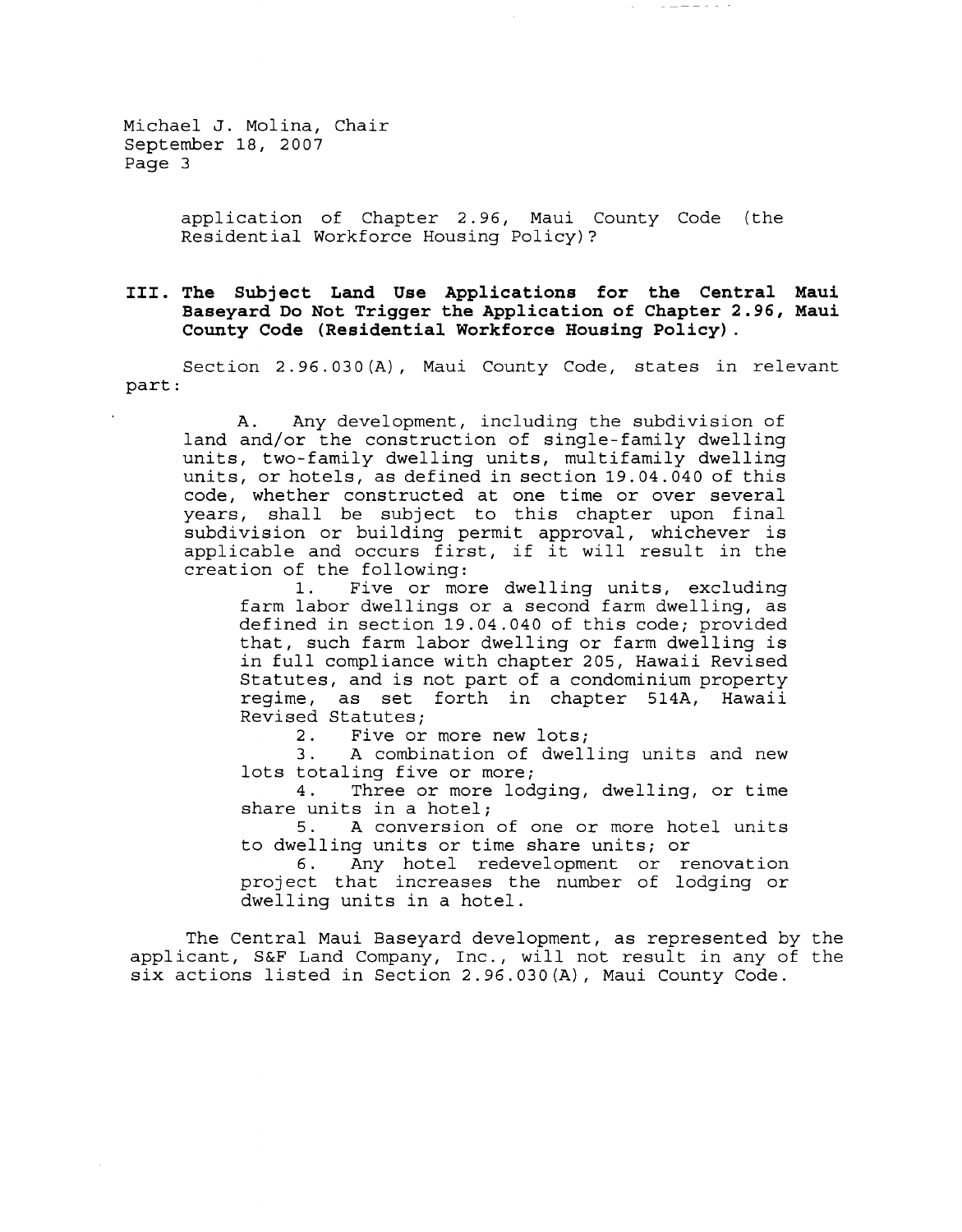application of Chapter 2.96, Maui County Code (the Residential Workforce Housing Policy)?

## III. The Subject Land Use Applications for the Central Maui Baseyard Do Not Trigger the Application of Chapter 2.96, Maui County Code (Residential Workforce Housing Policy).

Section 2.96.030(A), Maui County Code, states in relevant part:

> A. Any development, including the subdivision of land and/or the construction of single-family dwelling units, two-family dwelling units, multifamily dwelling units, or hotels, as defined in section 19.04.040 of this code, whether constructed at one time or over several years, shall be subject to this chapter upon final subdivision or building permit approval, whichever is applicable and occurs first, if it will result in the creation of the following:
>
> 1. Five or more dwelling units, excluding farm labor dwellings or a second farm dwelling, as defined in section 19.04.040 of this code; provided that, such farm labor dwelling or farm dwelling is in full compliance with chapter 205, Hawaii Revised Statutes, and is not part of a condominium property regime, as set forth in chapter 514A, Hawaii Revised Statutes;
> 2. Five or more new lots;
> 3. A combination of dwelling units and new lots totaling five or more;
> 4. Three or more lodging, dwelling, or time share units in a hotel;
> 5. A conversion of one or more hotel units to dwelling units or time share units; or
> 6. Any hotel redevelopment or renovation project that increases the number of lodging or dwelling units in a hotel.

The Central Maui Baseyard development, as represented by the applicant, S&F Land Company, Inc., will not result in any of the six actions listed in Section 2.96.030(A), Maui County Code.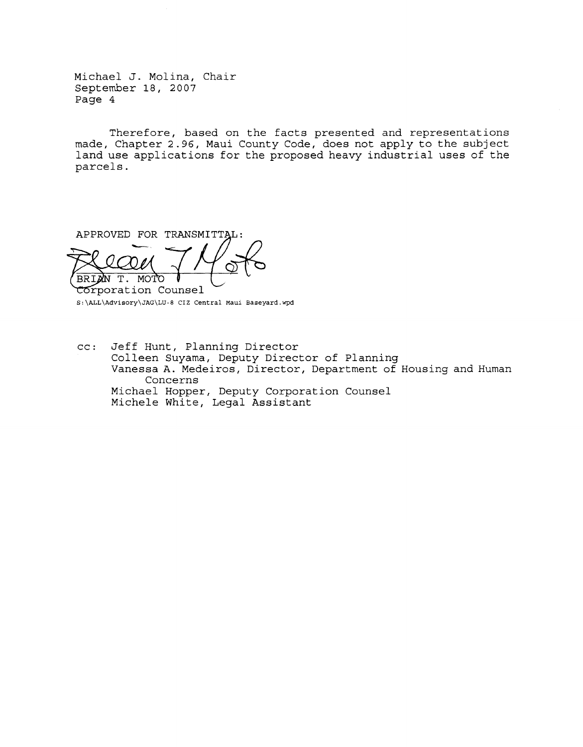Michael J. Molina, Chair
September 18, 2007
Page 4

Therefore, based on the facts presented and representations made, Chapter 2.96, Maui County Code, does not apply to the subject land use applications for the proposed heavy industrial uses of the parcels.

APPROVED FOR TRANSMITTAL:

BRIAN T. MOTO
Corporation Counsel

S:\ALL\Advisory\JAG\LU-8 CIZ Central Maui Baseyard.wpd

cc: Jeff Hunt, Planning Director
Colleen Suyama, Deputy Director of Planning
Vanessa A. Medeiros, Director, Department of Housing and Human Concerns
Michael Hopper, Deputy Corporation Counsel
Michele White, Legal Assistant